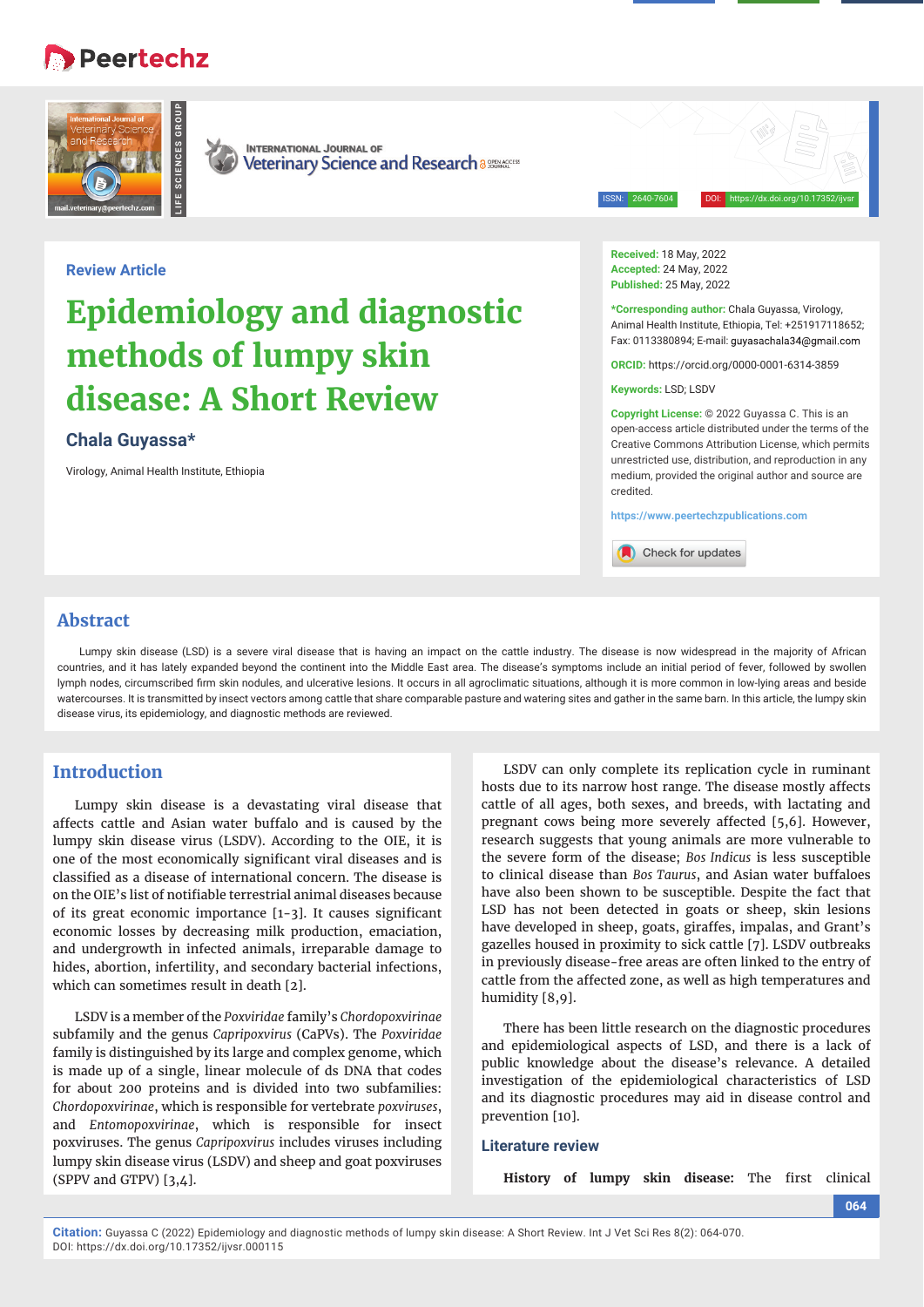Review Article

# Epidemiology and diagnostic methods of lumpy skin disease: A Short Review

**Chala Guyassa***

Virology, Animal Health Institute, Ethiopia

**Received:** 18 May, 2022
**Accepted:** 24 May, 2022
**Published:** 25 May, 2022

***Corresponding author:** Chala Guyassa, Virology, Animal Health Institute, Ethiopia, Tel: +251917118652; Fax: 0113380894; E-mail: guyasachala34@gmail.com

**ORCID:** https://orcid.org/0000-0001-6314-3859

**Keywords:** LSD; LSDV

**Copyright License:** © 2022 Guyassa C. This is an open-access article distributed under the terms of the Creative Commons Attribution License, which permits unrestricted use, distribution, and reproduction in any medium, provided the original author and source are credited.

https://www.peertechzpublications.com

## Abstract

Lumpy skin disease (LSD) is a severe viral disease that is having an impact on the cattle industry. The disease is now widespread in the majority of African countries, and it has lately expanded beyond the continent into the Middle East area. The disease's symptoms include an initial period of fever, followed by swollen lymph nodes, circumscribed firm skin nodules, and ulcerative lesions. It occurs in all agroclimatic situations, although it is more common in low-lying areas and beside watercourses. It is transmitted by insect vectors among cattle that share comparable pasture and watering sites and gather in the same barn. In this article, the lumpy skin disease virus, its epidemiology, and diagnostic methods are reviewed.

## Introduction

Lumpy skin disease is a devastating viral disease that affects cattle and Asian water buffalo and is caused by the lumpy skin disease virus (LSDV). According to the OIE, it is one of the most economically significant viral diseases and is classified as a disease of international concern. The disease is on the OIE's list of notifiable terrestrial animal diseases because of its great economic importance [1-3]. It causes significant economic losses by decreasing milk production, emaciation, and undergrowth in infected animals, irreparable damage to hides, abortion, infertility, and secondary bacterial infections, which can sometimes result in death [2].

LSDV is a member of the *Poxviridae* family's *Chordopoxvirinae* subfamily and the genus *Capripoxvirus* (CaPVs). The *Poxviridae* family is distinguished by its large and complex genome, which is made up of a single, linear molecule of ds DNA that codes for about 200 proteins and is divided into two subfamilies: *Chordopoxvirinae*, which is responsible for vertebrate *poxviruses*, and *Entomopoxvirinae*, which is responsible for insect poxviruses. The genus *Capripoxvirus* includes viruses including lumpy skin disease virus (LSDV) and sheep and goat poxviruses (SPPV and GTPV) [3,4].

LSDV can only complete its replication cycle in ruminant hosts due to its narrow host range. The disease mostly affects cattle of all ages, both sexes, and breeds, with lactating and pregnant cows being more severely affected [5,6]. However, research suggests that young animals are more vulnerable to the severe form of the disease; *Bos Indicus* is less susceptible to clinical disease than *Bos Taurus*, and Asian water buffaloes have also been shown to be susceptible. Despite the fact that LSD has not been detected in goats or sheep, skin lesions have developed in sheep, goats, giraffes, impalas, and Grant's gazelles housed in proximity to sick cattle [7]. LSDV outbreaks in previously disease-free areas are often linked to the entry of cattle from the affected zone, as well as high temperatures and humidity [8,9].

There has been little research on the diagnostic procedures and epidemiological aspects of LSD, and there is a lack of public knowledge about the disease's relevance. A detailed investigation of the epidemiological characteristics of LSD and its diagnostic procedures may aid in disease control and prevention [10].

### Literature review

**History of lumpy skin disease:** The first clinical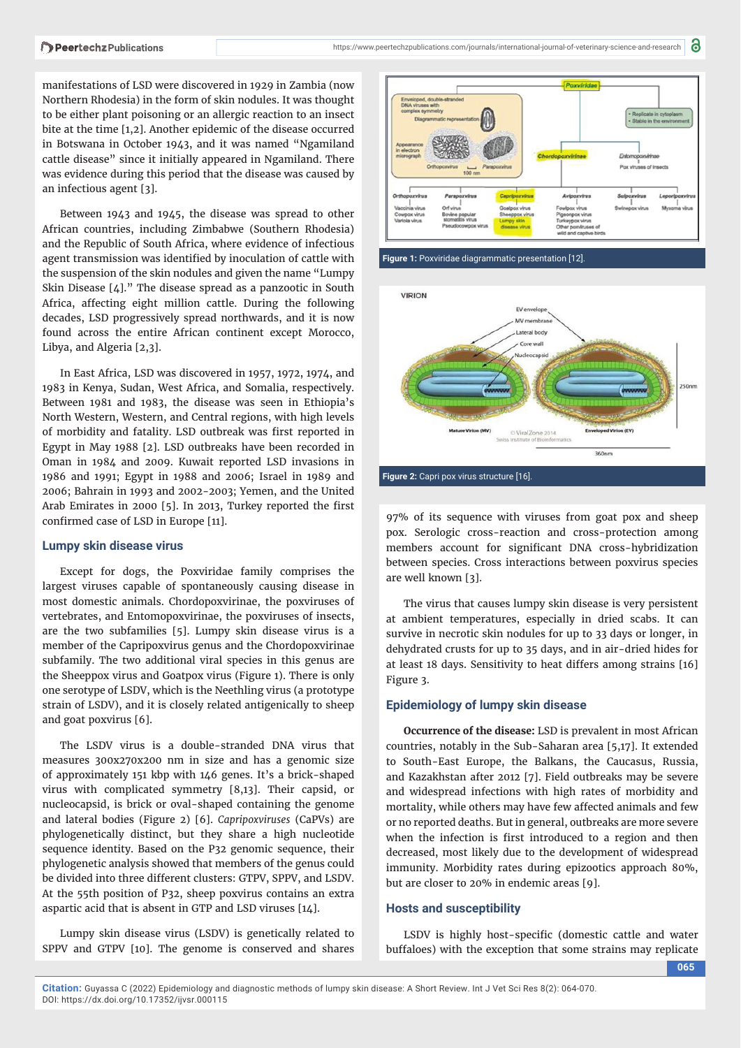manifestations of LSD were discovered in 1929 in Zambia (now Northern Rhodesia) in the form of skin nodules. It was thought to be either plant poisoning or an allergic reaction to an insect bite at the time [1,2]. Another epidemic of the disease occurred in Botswana in October 1943, and it was named "Ngamiland cattle disease" since it initially appeared in Ngamiland. There was evidence during this period that the disease was caused by an infectious agent [3].

Between 1943 and 1945, the disease was spread to other African countries, including Zimbabwe (Southern Rhodesia) and the Republic of South Africa, where evidence of infectious agent transmission was identified by inoculation of cattle with the suspension of the skin nodules and given the name "Lumpy Skin Disease [4]." The disease spread as a panzootic in South Africa, affecting eight million cattle. During the following decades, LSD progressively spread northwards, and it is now found across the entire African continent except Morocco, Libya, and Algeria [2,3].

In East Africa, LSD was discovered in 1957, 1972, 1974, and 1983 in Kenya, Sudan, West Africa, and Somalia, respectively. Between 1981 and 1983, the disease was seen in Ethiopia's North Western, Western, and Central regions, with high levels of morbidity and fatality. LSD outbreak was first reported in Egypt in May 1988 [2]. LSD outbreaks have been recorded in Oman in 1984 and 2009. Kuwait reported LSD invasions in 1986 and 1991; Egypt in 1988 and 2006; Israel in 1989 and 2006; Bahrain in 1993 and 2002-2003; Yemen, and the United Arab Emirates in 2000 [5]. In 2013, Turkey reported the first confirmed case of LSD in Europe [11].

## Lumpy skin disease virus

Except for dogs, the Poxviridae family comprises the largest viruses capable of spontaneously causing disease in most domestic animals. Chordopoxvirinae, the poxviruses of vertebrates, and Entomopoxvirinae, the poxviruses of insects, are the two subfamilies [5]. Lumpy skin disease virus is a member of the Capripoxvirus genus and the Chordopoxvirinae subfamily. The two additional viral species in this genus are the Sheeppox virus and Goatpox virus (Figure 1). There is only one serotype of LSDV, which is the Neethling virus (a prototype strain of LSDV), and it is closely related antigenically to sheep and goat poxvirus [6].

The LSDV virus is a double-stranded DNA virus that measures 300x270x200 nm in size and has a genomic size of approximately 151 kbp with 146 genes. It's a brick-shaped virus with complicated symmetry [8,13]. Their capsid, or nucleocapsid, is brick or oval-shaped containing the genome and lateral bodies (Figure 2) [6]. *Capripoxviruses* (CaPVs) are phylogenetically distinct, but they share a high nucleotide sequence identity. Based on the P32 genomic sequence, their phylogenetic analysis showed that members of the genus could be divided into three different clusters: GTPV, SPPV, and LSDV. At the 55th position of P32, sheep poxvirus contains an extra aspartic acid that is absent in GTP and LSD viruses [14].

Lumpy skin disease virus (LSDV) is genetically related to SPPV and GTPV [10]. The genome is conserved and shares

Figure 1: Poxviridae diagrammatic presentation [12].

Figure 2: Capri pox virus structure [16].

97% of its sequence with viruses from goat pox and sheep pox. Serologic cross-reaction and cross-protection among members account for significant DNA cross-hybridization between species. Cross interactions between poxvirus species are well known [3].

The virus that causes lumpy skin disease is very persistent at ambient temperatures, especially in dried scabs. It can survive in necrotic skin nodules for up to 33 days or longer, in dehydrated crusts for up to 35 days, and in air-dried hides for at least 18 days. Sensitivity to heat differs among strains [16] Figure 3.

## Epidemiology of lumpy skin disease

**Occurrence of the disease:** LSD is prevalent in most African countries, notably in the Sub-Saharan area [5,17]. It extended to South-East Europe, the Balkans, the Caucasus, Russia, and Kazakhstan after 2012 [7]. Field outbreaks may be severe and widespread infections with high rates of morbidity and mortality, while others may have few affected animals and few or no reported deaths. But in general, outbreaks are more severe when the infection is first introduced to a region and then decreased, most likely due to the development of widespread immunity. Morbidity rates during epizootics approach 80%, but are closer to 20% in endemic areas [9].

## Hosts and susceptibility

LSDV is highly host-specific (domestic cattle and water buffaloes) with the exception that some strains may replicate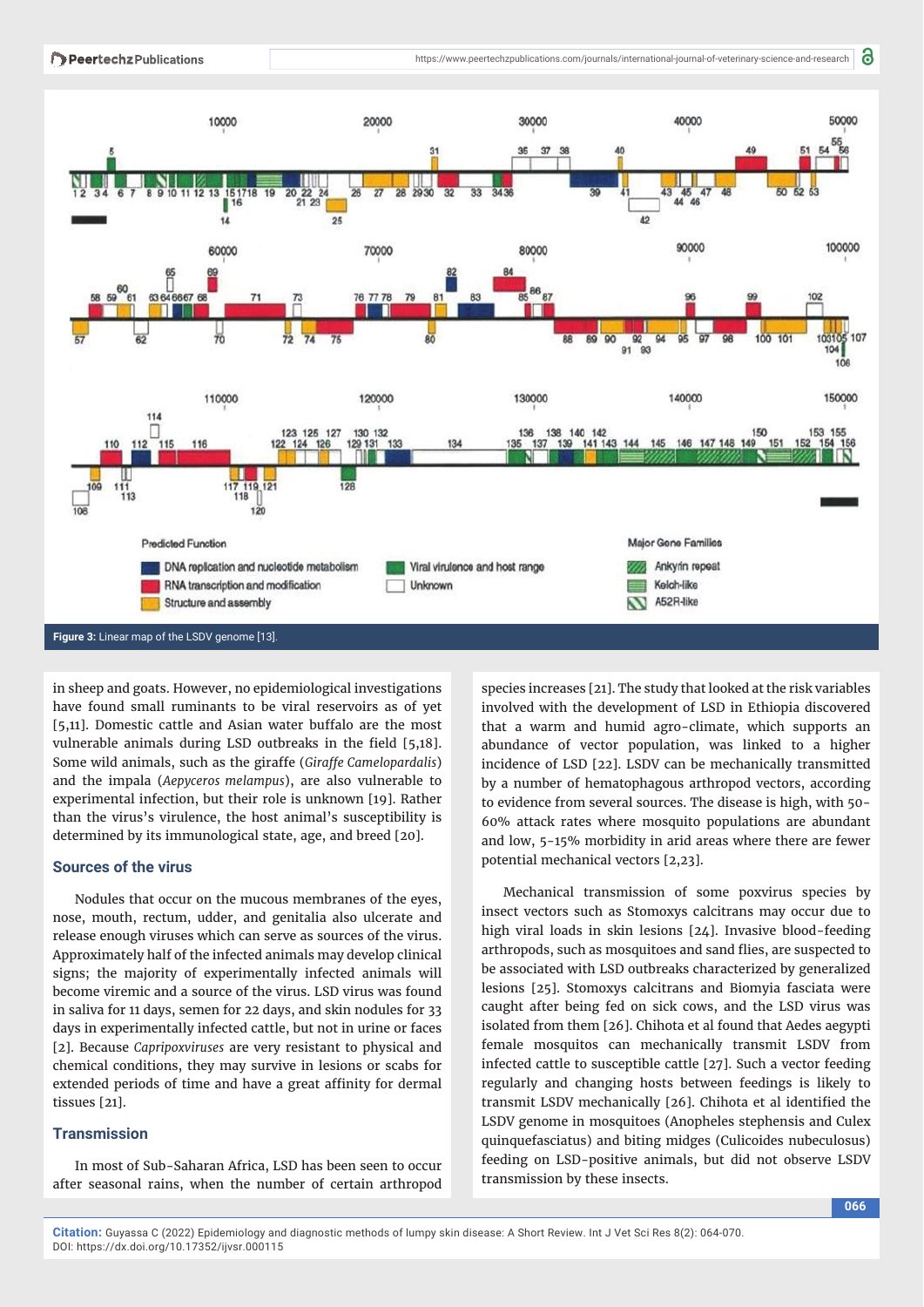**Figure 3:** Linear map of the LSDV genome [13].

in sheep and goats. However, no epidemiological investigations have found small ruminants to be viral reservoirs as of yet [5,11]. Domestic cattle and Asian water buffalo are the most vulnerable animals during LSD outbreaks in the field [5,18]. Some wild animals, such as the giraffe (*Giraffe Camelopardalis*) and the impala (*Aepyceros melampus*), are also vulnerable to experimental infection, but their role is unknown [19]. Rather than the virus's virulence, the host animal's susceptibility is determined by its immunological state, age, and breed [20].

## Sources of the virus

Nodules that occur on the mucous membranes of the eyes, nose, mouth, rectum, udder, and genitalia also ulcerate and release enough viruses which can serve as sources of the virus. Approximately half of the infected animals may develop clinical signs; the majority of experimentally infected animals will become viremic and a source of the virus. LSD virus was found in saliva for 11 days, semen for 22 days, and skin nodules for 33 days in experimentally infected cattle, but not in urine or faces [2]. Because *Capripoxviruses* are very resistant to physical and chemical conditions, they may survive in lesions or scabs for extended periods of time and have a great affinity for dermal tissues [21].

## Transmission

In most of Sub-Saharan Africa, LSD has been seen to occur after seasonal rains, when the number of certain arthropod species increases [21]. The study that looked at the risk variables involved with the development of LSD in Ethiopia discovered that a warm and humid agro-climate, which supports an abundance of vector population, was linked to a higher incidence of LSD [22]. LSDV can be mechanically transmitted by a number of hematophagous arthropod vectors, according to evidence from several sources. The disease is high, with 50-60% attack rates where mosquito populations are abundant and low, 5-15% morbidity in arid areas where there are fewer potential mechanical vectors [2,23].

Mechanical transmission of some poxvirus species by insect vectors such as Stomoxys calcitrans may occur due to high viral loads in skin lesions [24]. Invasive blood-feeding arthropods, such as mosquitoes and sand flies, are suspected to be associated with LSD outbreaks characterized by generalized lesions [25]. Stomoxys calcitrans and Biomyia fasciata were caught after being fed on sick cows, and the LSD virus was isolated from them [26]. Chihota et al found that Aedes aegypti female mosquitos can mechanically transmit LSDV from infected cattle to susceptible cattle [27]. Such a vector feeding regularly and changing hosts between feedings is likely to transmit LSDV mechanically [26]. Chihota et al identified the LSDV genome in mosquitoes (Anopheles stephensis and Culex quinquefasciatus) and biting midges (Culicoides nubeculosus) feeding on LSD-positive animals, but did not observe LSDV transmission by these insects.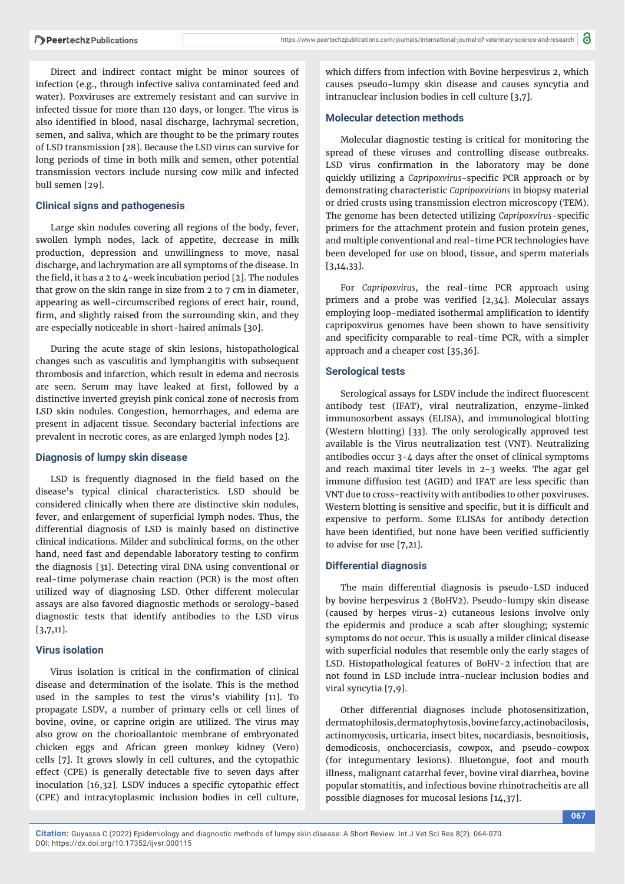Direct and indirect contact might be minor sources of infection (e.g., through infective saliva contaminated feed and water). Poxviruses are extremely resistant and can survive in infected tissue for more than 120 days, or longer. The virus is also identified in blood, nasal discharge, lachrymal secretion, semen, and saliva, which are thought to be the primary routes of LSD transmission [28]. Because the LSD virus can survive for long periods of time in both milk and semen, other potential transmission vectors include nursing cow milk and infected bull semen [29].

## Clinical signs and pathogenesis

Large skin nodules covering all regions of the body, fever, swollen lymph nodes, lack of appetite, decrease in milk production, depression and unwillingness to move, nasal discharge, and lachrymation are all symptoms of the disease. In the field, it has a 2 to 4-week incubation period [2]. The nodules that grow on the skin range in size from 2 to 7 cm in diameter, appearing as well-circumscribed regions of erect hair, round, firm, and slightly raised from the surrounding skin, and they are especially noticeable in short-haired animals [30].

During the acute stage of skin lesions, histopathological changes such as vasculitis and lymphangitis with subsequent thrombosis and infarction, which result in edema and necrosis are seen. Serum may have leaked at first, followed by a distinctive inverted greyish pink conical zone of necrosis from LSD skin nodules. Congestion, hemorrhages, and edema are present in adjacent tissue. Secondary bacterial infections are prevalent in necrotic cores, as are enlarged lymph nodes [2].

## Diagnosis of lumpy skin disease

LSD is frequently diagnosed in the field based on the disease's typical clinical characteristics. LSD should be considered clinically when there are distinctive skin nodules, fever, and enlargement of superficial lymph nodes. Thus, the differential diagnosis of LSD is mainly based on distinctive clinical indications. Milder and subclinical forms, on the other hand, need fast and dependable laboratory testing to confirm the diagnosis [31]. Detecting viral DNA using conventional or real-time polymerase chain reaction (PCR) is the most often utilized way of diagnosing LSD. Other different molecular assays are also favored diagnostic methods or serology-based diagnostic tests that identify antibodies to the LSD virus [3,7,11].

## Virus isolation

Virus isolation is critical in the confirmation of clinical disease and determination of the isolate. This is the method used in the samples to test the virus's viability [11]. To propagate LSDV, a number of primary cells or cell lines of bovine, ovine, or caprine origin are utilized. The virus may also grow on the chorioallantoic membrane of embryonated chicken eggs and African green monkey kidney (Vero) cells [7]. It grows slowly in cell cultures, and the cytopathic effect (CPE) is generally detectable five to seven days after inoculation [16,32]. LSDV induces a specific cytopathic effect (CPE) and intracytoplasmic inclusion bodies in cell culture, which differs from infection with Bovine herpesvirus 2, which causes pseudo-lumpy skin disease and causes syncytia and intranuclear inclusion bodies in cell culture [3,7].

## Molecular detection methods

Molecular diagnostic testing is critical for monitoring the spread of these viruses and controlling disease outbreaks. LSD virus confirmation in the laboratory may be done quickly utilizing a *Capripoxvirus*-specific PCR approach or by demonstrating characteristic *Capripoxvirions* in biopsy material or dried crusts using transmission electron microscopy (TEM). The genome has been detected utilizing *Capripoxvirus*-specific primers for the attachment protein and fusion protein genes, and multiple conventional and real-time PCR technologies have been developed for use on blood, tissue, and sperm materials [3,14,33].

For *Capripoxvirus*, the real-time PCR approach using primers and a probe was verified [2,34]. Molecular assays employing loop-mediated isothermal amplification to identify capripoxvirus genomes have been shown to have sensitivity and specificity comparable to real-time PCR, with a simpler approach and a cheaper cost [35,36].

## Serological tests

Serological assays for LSDV include the indirect fluorescent antibody test (IFAT), viral neutralization, enzyme-linked immunosorbent assays (ELISA), and immunological blotting (Western blotting) [33]. The only serologically approved test available is the Virus neutralization test (VNT). Neutralizing antibodies occur 3-4 days after the onset of clinical symptoms and reach maximal titer levels in 2-3 weeks. The agar gel immune diffusion test (AGID) and IFAT are less specific than VNT due to cross-reactivity with antibodies to other poxviruses. Western blotting is sensitive and specific, but it is difficult and expensive to perform. Some ELISAs for antibody detection have been identified, but none have been verified sufficiently to advise for use [7,21].

## Differential diagnosis

The main differential diagnosis is pseudo-LSD induced by bovine herpesvirus 2 (BoHV2). Pseudo-lumpy skin disease (caused by herpes virus-2) cutaneous lesions involve only the epidermis and produce a scab after sloughing; systemic symptoms do not occur. This is usually a milder clinical disease with superficial nodules that resemble only the early stages of LSD. Histopathological features of BoHV-2 infection that are not found in LSD include intra-nuclear inclusion bodies and viral syncytia [7,9].

Other differential diagnoses include photosensitization, dermatophilosis, dermatophytosis, bovine farcy, actinobacilosis, actinomycosis, urticaria, insect bites, nocardiasis, besnoitiosis, demodicosis, onchocerciasis, cowpox, and pseudo-cowpox (for integumentary lesions). Bluetongue, foot and mouth illness, malignant catarrhal fever, bovine viral diarrhea, bovine popular stomatitis, and infectious bovine rhinotracheitis are all possible diagnoses for mucosal lesions [14,37].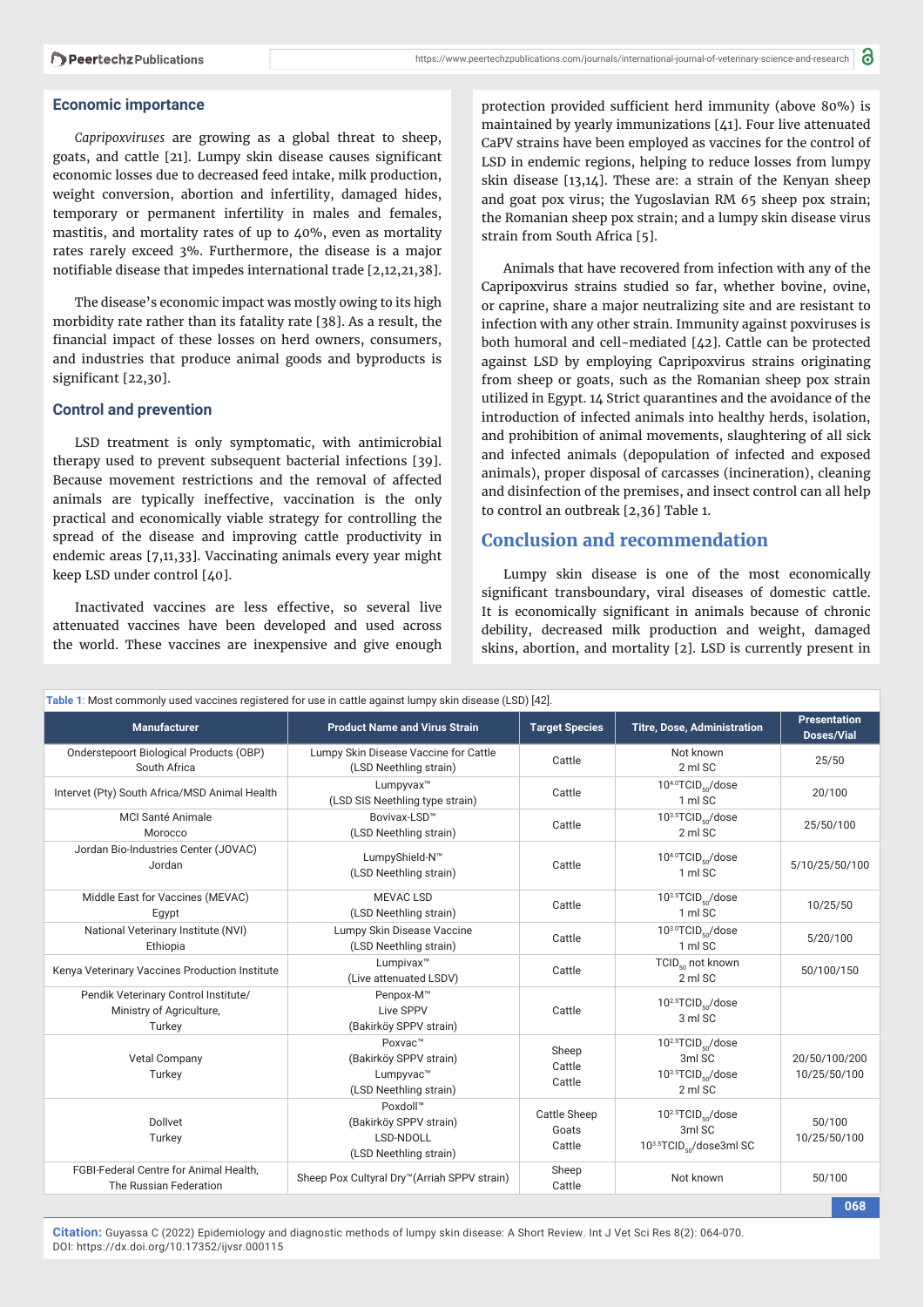### Economic importance

*Capripoxviruses* are growing as a global threat to sheep, goats, and cattle [21]. Lumpy skin disease causes significant economic losses due to decreased feed intake, milk production, weight conversion, abortion and infertility, damaged hides, temporary or permanent infertility in males and females, mastitis, and mortality rates of up to 40%, even as mortality rates rarely exceed 3%. Furthermore, the disease is a major notifiable disease that impedes international trade [2,12,21,38].

The disease's economic impact was mostly owing to its high morbidity rate rather than its fatality rate [38]. As a result, the financial impact of these losses on herd owners, consumers, and industries that produce animal goods and byproducts is significant [22,30].

### Control and prevention

LSD treatment is only symptomatic, with antimicrobial therapy used to prevent subsequent bacterial infections [39]. Because movement restrictions and the removal of affected animals are typically ineffective, vaccination is the only practical and economically viable strategy for controlling the spread of the disease and improving cattle productivity in endemic areas [7,11,33]. Vaccinating animals every year might keep LSD under control [40].

Inactivated vaccines are less effective, so several live attenuated vaccines have been developed and used across the world. These vaccines are inexpensive and give enough protection provided sufficient herd immunity (above 80%) is maintained by yearly immunizations [41]. Four live attenuated CaPV strains have been employed as vaccines for the control of LSD in endemic regions, helping to reduce losses from lumpy skin disease [13,14]. These are: a strain of the Kenyan sheep and goat pox virus; the Yugoslavian RM 65 sheep pox strain; the Romanian sheep pox strain; and a lumpy skin disease virus strain from South Africa [5].

Animals that have recovered from infection with any of the Capripoxvirus strains studied so far, whether bovine, ovine, or caprine, share a major neutralizing site and are resistant to infection with any other strain. Immunity against poxviruses is both humoral and cell-mediated [42]. Cattle can be protected against LSD by employing Capripoxvirus strains originating from sheep or goats, such as the Romanian sheep pox strain utilized in Egypt. 14 Strict quarantines and the avoidance of the introduction of infected animals into healthy herds, isolation, and prohibition of animal movements, slaughtering of all sick and infected animals (depopulation of infected and exposed animals), proper disposal of carcasses (incineration), cleaning and disinfection of the premises, and insect control can all help to control an outbreak [2,36] Table 1.

## Conclusion and recommendation

Lumpy skin disease is one of the most economically significant transboundary, viral diseases of domestic cattle. It is economically significant in animals because of chronic debility, decreased milk production and weight, damaged skins, abortion, and mortality [2]. LSD is currently present in

**Table 1**: Most commonly used vaccines registered for use in cattle against lumpy skin disease (LSD) [42].

| Manufacturer | Product Name and Virus Strain | Target Species | Titre, Dose, Administration | Presentation Doses/Vial |
|---|---|---|---|---|
| Onderstepoort Biological Products (OBP) South Africa | Lumpy Skin Disease Vaccine for Cattle (LSD Neethling strain) | Cattle | Not known 2 ml SC | 25/50 |
| Intervet (Pty) South Africa/MSD Animal Health | Lumpyvax™ (LSD SIS Neethling type strain) | Cattle | $10^{4.0}$TCID$_{50}$/dose 1 ml SC | 20/100 |
| MCI Santé Animale Morocco | Bovivax-LSD™ (LSD Neethling strain) | Cattle | $10^{3.5}$TCID$_{50}$/dose 2 ml SC | 25/50/100 |
| Jordan Bio-Industries Center (JOVAC) Jordan | LumpyShield-N™ (LSD Neethling strain) | Cattle | $10^{4.0}$TCID$_{50}$/dose 1 ml SC | 5/10/25/50/100 |
| Middle East for Vaccines (MEVAC) Egypt | MEVAC LSD (LSD Neethling strain) | Cattle | $10^{3.5}$TCID$_{50}$/dose 1 ml SC | 10/25/50 |
| National Veterinary Institute (NVI) Ethiopia | Lumpy Skin Disease Vaccine (LSD Neethling strain) | Cattle | $10^{3.0}$TCID$_{50}$/dose 1 ml SC | 5/20/100 |
| Kenya Veterinary Vaccines Production Institute | Lumpivax™ (Live attenuated LSDV) | Cattle | TCID$_{50}$ not known 2 ml SC | 50/100/150 |
| Pendik Veterinary Control Institute/ Ministry of Agriculture, Turkey | Penpox-M™ Live SPPV (Bakirköy SPPV strain) | Cattle | $10^{2.5}$TCID$_{50}$/dose 3 ml SC | |
| Vetal Company Turkey | Poxvac™ (Bakirköy SPPV strain) Lumpyvac™ (LSD Neethling strain) | Sheep Cattle Cattle | $10^{2.5}$TCID$_{50}$/dose 3ml SC $10^{3.5}$TCID$_{50}$/dose 2 ml SC | 20/50/100/200 10/25/50/100 |
| Dollvet Turkey | Poxdoll™ (Bakirköy SPPV strain) LSD-NDOLL (LSD Neethling strain) | Cattle Sheep Goats Cattle | $10^{2.5}$TCID$_{50}$/dose 3ml SC $10^{3.5}$TCID$_{50}$/dose3ml SC | 50/100 10/25/50/100 |
| FGBI-Federal Centre for Animal Health, The Russian Federation | Sheep Pox Cultyral Dry™(Arriah SPPV strain) | Sheep Cattle | Not known | 50/100 |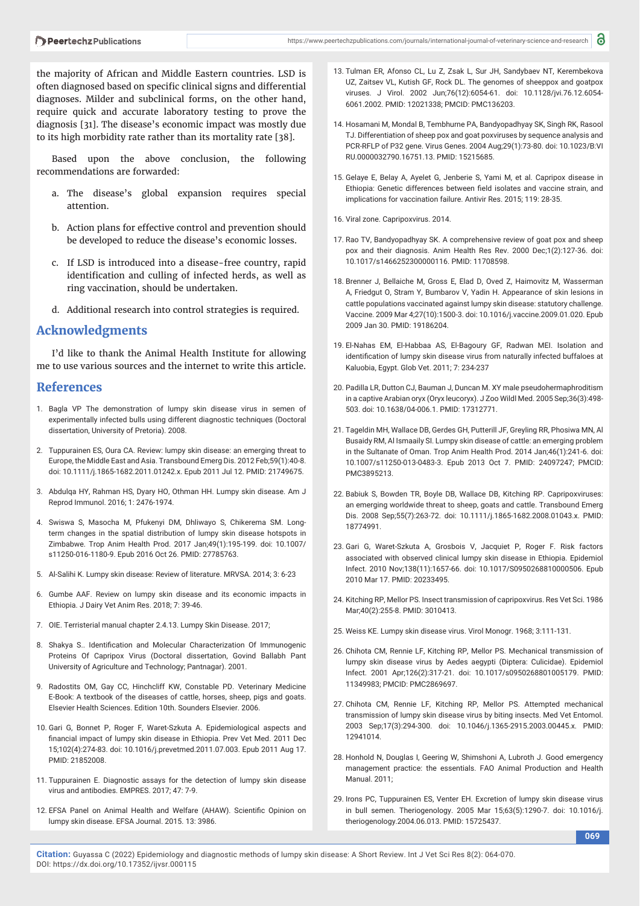the majority of African and Middle Eastern countries. LSD is often diagnosed based on specific clinical signs and differential diagnoses. Milder and subclinical forms, on the other hand, require quick and accurate laboratory testing to prove the diagnosis [31]. The disease's economic impact was mostly due to its high morbidity rate rather than its mortality rate [38].

Based upon the above conclusion, the following recommendations are forwarded:

a. The disease's global expansion requires special attention.

b. Action plans for effective control and prevention should be developed to reduce the disease's economic losses.

c. If LSD is introduced into a disease-free country, rapid identification and culling of infected herds, as well as ring vaccination, should be undertaken.

d. Additional research into control strategies is required.

## Acknowledgments

I'd like to thank the Animal Health Institute for allowing me to use various sources and the internet to write this article.

## References

1. Bagla VP The demonstration of lumpy skin disease virus in semen of experimentally infected bulls using different diagnostic techniques (Doctoral dissertation, University of Pretoria). 2008.
2. Tuppurainen ES, Oura CA. Review: lumpy skin disease: an emerging threat to Europe, the Middle East and Asia. Transbound Emerg Dis. 2012 Feb;59(1):40-8. doi: 10.1111/j.1865-1682.2011.01242.x. Epub 2011 Jul 12. PMID: 21749675.
3. Abdulqa HY, Rahman HS, Dyary HO, Othman HH. Lumpy skin disease. Am J Reprod Immunol. 2016; 1: 2476-1974.
4. Swiswa S, Masocha M, Pfukenyi DM, Dhliwayo S, Chikerema SM. Long-term changes in the spatial distribution of lumpy skin disease hotspots in Zimbabwe. Trop Anim Health Prod. 2017 Jan;49(1):195-199. doi: 10.1007/s11250-016-1180-9. Epub 2016 Oct 26. PMID: 27785763.
5. Al-Salihi K. Lumpy skin disease: Review of literature. MRVSA. 2014; 3: 6-23
6. Gumbe AAF. Review on lumpy skin disease and its economic impacts in Ethiopia. J Dairy Vet Anim Res. 2018; 7: 39-46.
7. OIE. Terristerial manual chapter 2.4.13. Lumpy Skin Disease. 2017;
8. Shakya S.. Identification and Molecular Characterization Of Immunogenic Proteins Of Capripox Virus (Doctoral dissertation, Govind Ballabh Pant University of Agriculture and Technology; Pantnagar). 2001.
9. Radostits OM, Gay CC, Hinchcliff KW, Constable PD. Veterinary Medicine E-Book: A textbook of the diseases of cattle, horses, sheep, pigs and goats. Elsevier Health Sciences. Edition 10th. Sounders Elsevier. 2006.
10. Gari G, Bonnet P, Roger F, Waret-Szkuta A. Epidemiological aspects and financial impact of lumpy skin disease in Ethiopia. Prev Vet Med. 2011 Dec 15;102(4):274-83. doi: 10.1016/j.prevetmed.2011.07.003. Epub 2011 Aug 17. PMID: 21852008.
11. Tuppurainen E. Diagnostic assays for the detection of lumpy skin disease virus and antibodies. EMPRES. 2017; 47: 7-9.
12. EFSA Panel on Animal Health and Welfare (AHAW). Scientific Opinion on lumpy skin disease. EFSA Journal. 2015. 13: 3986.
13. Tulman ER, Afonso CL, Lu Z, Zsak L, Sur JH, Sandybaev NT, Kerembekova UZ, Zaitsev VL, Kutish GF, Rock DL. The genomes of sheeppox and goatpox viruses. J Virol. 2002 Jun;76(12):6054-61. doi: 10.1128/jvi.76.12.6054-6061.2002. PMID: 12021338; PMCID: PMC136203.
14. Hosamani M, Mondal B, Tembhurne PA, Bandyopadhyay SK, Singh RK, Rasool TJ. Differentiation of sheep pox and goat poxviruses by sequence analysis and PCR-RFLP of P32 gene. Virus Genes. 2004 Aug;29(1):73-80. doi: 10.1023/B:VIRU.0000032790.16751.13. PMID: 15215685.
15. Gelaye E, Belay A, Ayelet G, Jenberie S, Yami M, et al. Capripox disease in Ethiopia: Genetic differences between field isolates and vaccine strain, and implications for vaccination failure. Antivir Res. 2015; 119: 28-35.
16. Viral zone. Capripoxvirus. 2014.
17. Rao TV, Bandyopadhyay SK. A comprehensive review of goat pox and sheep pox and their diagnosis. Anim Health Res Rev. 2000 Dec;1(2):127-36. doi: 10.1017/s1466252300000116. PMID: 11708598.
18. Brenner J, Bellaiche M, Gross E, Elad D, Oved Z, Haimovitz M, Wasserman A, Friedgut O, Stram Y, Bumbarov V, Yadin H. Appearance of skin lesions in cattle populations vaccinated against lumpy skin disease: statutory challenge. Vaccine. 2009 Mar 4;27(10):1500-3. doi: 10.1016/j.vaccine.2009.01.020. Epub 2009 Jan 30. PMID: 19186204.
19. El-Nahas EM, El-Habbaa AS, El-Bagoury GF, Radwan MEI. Isolation and identification of lumpy skin disease virus from naturally infected buffaloes at Kaluobia, Egypt. Glob Vet. 2011; 7: 234-237
20. Padilla LR, Dutton CJ, Bauman J, Duncan M. XY male pseudohermaphroditism in a captive Arabian oryx (Oryx leucoryx). J Zoo Wildl Med. 2005 Sep;36(3):498-503. doi: 10.1638/04-006.1. PMID: 17312771.
21. Tageldin MH, Wallace DB, Gerdes GH, Putterill JF, Greyling RR, Phosiwa MN, Al Busaidy RM, Al Ismaaily SI. Lumpy skin disease of cattle: an emerging problem in the Sultanate of Oman. Trop Anim Health Prod. 2014 Jan;46(1):241-6. doi: 10.1007/s11250-013-0483-3. Epub 2013 Oct 7. PMID: 24097247; PMCID: PMC3895213.
22. Babiuk S, Bowden TR, Boyle DB, Wallace DB, Kitching RP. Capripoxviruses: an emerging worldwide threat to sheep, goats and cattle. Transbound Emerg Dis. 2008 Sep;55(7):263-72. doi: 10.1111/j.1865-1682.2008.01043.x. PMID: 18774991.
23. Gari G, Waret-Szkuta A, Grosbois V, Jacquiet P, Roger F. Risk factors associated with observed clinical lumpy skin disease in Ethiopia. Epidemiol Infect. 2010 Nov;138(11):1657-66. doi: 10.1017/S0950268810000506. Epub 2010 Mar 17. PMID: 20233495.
24. Kitching RP, Mellor PS. Insect transmission of capripoxvirus. Res Vet Sci. 1986 Mar;40(2):255-8. PMID: 3010413.
25. Weiss KE. Lumpy skin disease virus. Virol Monogr. 1968; 3:111-131.
26. Chihota CM, Rennie LF, Kitching RP, Mellor PS. Mechanical transmission of lumpy skin disease virus by Aedes aegypti (Diptera: Culicidae). Epidemiol Infect. 2001 Apr;126(2):317-21. doi: 10.1017/s0950268801005179. PMID: 11349983; PMCID: PMC2869697.
27. Chihota CM, Rennie LF, Kitching RP, Mellor PS. Attempted mechanical transmission of lumpy skin disease virus by biting insects. Med Vet Entomol. 2003 Sep;17(3):294-300. doi: 10.1046/j.1365-2915.2003.00445.x. PMID: 12941014.
28. Honhold N, Douglas I, Geering W, Shimshoni A, Lubroth J. Good emergency management practice: the essentials. FAO Animal Production and Health Manual. 2011;
29. Irons PC, Tuppurainen ES, Venter EH. Excretion of lumpy skin disease virus in bull semen. Theriogenology. 2005 Mar 15;63(5):1290-7. doi: 10.1016/j.theriogenology.2004.06.013. PMID: 15725437.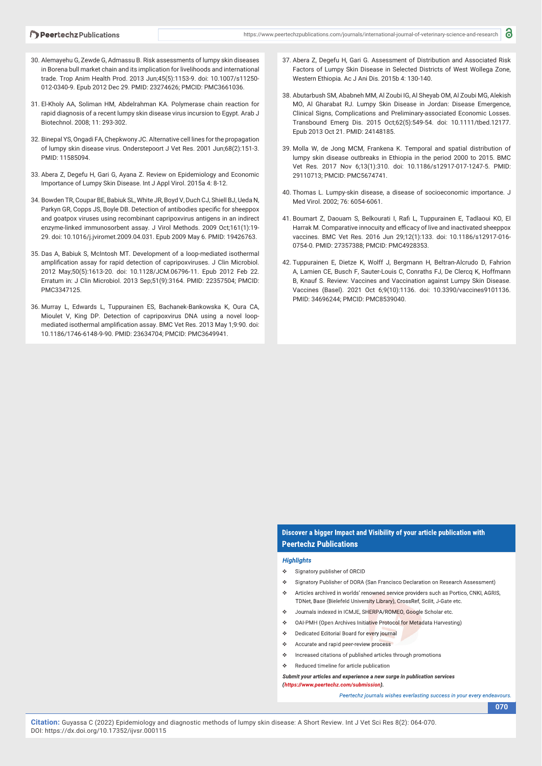30. Alemayehu G, Zewde G, Admassu B. Risk assessments of lumpy skin diseases in Borena bull market chain and its implication for livelihoods and international trade. Trop Anim Health Prod. 2013 Jun;45(5):1153-9. doi: 10.1007/s11250-012-0340-9. Epub 2012 Dec 29. PMID: 23274626; PMCID: PMC3661036.

31. El-Kholy AA, Soliman HM, Abdelrahman KA. Polymerase chain reaction for rapid diagnosis of a recent lumpy skin disease virus incursion to Egypt. Arab J Biotechnol. 2008; 11: 293-302.

32. Binepal YS, Ongadi FA, Chepkwony JC. Alternative cell lines for the propagation of lumpy skin disease virus. Onderstepoort J Vet Res. 2001 Jun;68(2):151-3. PMID: 11585094.

33. Abera Z, Degefu H, Gari G, Ayana Z. Review on Epidemiology and Economic Importance of Lumpy Skin Disease. Int J Appl Virol. 2015a 4: 8-12.

34. Bowden TR, Coupar BE, Babiuk SL, White JR, Boyd V, Duch CJ, Shiell BJ, Ueda N, Parkyn GR, Copps JS, Boyle DB. Detection of antibodies specific for sheeppox and goatpox viruses using recombinant capripoxvirus antigens in an indirect enzyme-linked immunosorbent assay. J Virol Methods. 2009 Oct;161(1):19-29. doi: 10.1016/j.jviromet.2009.04.031. Epub 2009 May 6. PMID: 19426763.

35. Das A, Babiuk S, McIntosh MT. Development of a loop-mediated isothermal amplification assay for rapid detection of capripoxviruses. J Clin Microbiol. 2012 May;50(5):1613-20. doi: 10.1128/JCM.06796-11. Epub 2012 Feb 22. Erratum in: J Clin Microbiol. 2013 Sep;51(9):3164. PMID: 22357504; PMCID: PMC3347125.

36. Murray L, Edwards L, Tuppurainen ES, Bachanek-Bankowska K, Oura CA, Mioulet V, King DP. Detection of capripoxvirus DNA using a novel loop-mediated isothermal amplification assay. BMC Vet Res. 2013 May 1;9:90. doi: 10.1186/1746-6148-9-90. PMID: 23634704; PMCID: PMC3649941.

37. Abera Z, Degefu H, Gari G. Assessment of Distribution and Associated Risk Factors of Lumpy Skin Disease in Selected Districts of West Wollega Zone, Western Ethiopia. Ac J Ani Dis. 2015b 4: 130-140.

38. Abutarbush SM, Ababneh MM, Al Zoubi IG, Al Sheyab OM, Al Zoubi MG, Alekish MO, Al Gharabat RJ. Lumpy Skin Disease in Jordan: Disease Emergence, Clinical Signs, Complications and Preliminary-associated Economic Losses. Transbound Emerg Dis. 2015 Oct;62(5):549-54. doi: 10.1111/tbed.12177. Epub 2013 Oct 21. PMID: 24148185.

39. Molla W, de Jong MCM, Frankena K. Temporal and spatial distribution of lumpy skin disease outbreaks in Ethiopia in the period 2000 to 2015. BMC Vet Res. 2017 Nov 6;13(1):310. doi: 10.1186/s12917-017-1247-5. PMID: 29110713; PMCID: PMC5674741.

40. Thomas L. Lumpy-skin disease, a disease of socioeconomic importance. J Med Virol. 2002; 76: 6054-6061.

41. Boumart Z, Daouam S, Belkourati I, Rafi L, Tuppurainen E, Tadlaoui KO, El Harrak M. Comparative innocuity and efficacy of live and inactivated sheeppox vaccines. BMC Vet Res. 2016 Jun 29;12(1):133. doi: 10.1186/s12917-016-0754-0. PMID: 27357388; PMCID: PMC4928353.

42. Tuppurainen E, Dietze K, Wolff J, Bergmann H, Beltran-Alcrudo D, Fahrion A, Lamien CE, Busch F, Sauter-Louis C, Conraths FJ, De Clercq K, Hoffmann B, Knauf S. Review: Vaccines and Vaccination against Lumpy Skin Disease. Vaccines (Basel). 2021 Oct 6;9(10):1136. doi: 10.3390/vaccines9101136. PMID: 34696244; PMCID: PMC8539040.

**Discover a bigger Impact and Visibility of your article publication with Peertechz Publications**

***Highlights***

- Signatory publisher of ORCID
- Signatory Publisher of DORA (San Francisco Declaration on Research Assessment)
- Articles archived in worlds' renowned service providers such as Portico, CNKI, AGRIS, TDNet, Base (Bielefeld University Library), CrossRef, Scilit, J-Gate etc.
- Journals indexed in ICMJE, SHERPA/ROMEO, Google Scholar etc.
- OAI-PMH (Open Archives Initiative Protocol for Metadata Harvesting)
- Dedicated Editorial Board for every journal
- Accurate and rapid peer-review process
- Increased citations of published articles through promotions
- Reduced timeline for article publication

***Submit your articles and experience a new surge in publication services (https://www.peertechz.com/submission).***

*Peertechz journals wishes everlasting success in your every endeavours.*

**Citation:** Guyassa C (2022) Epidemiology and diagnostic methods of lumpy skin disease: A Short Review. Int J Vet Sci Res 8(2): 064-070. DOI: https://dx.doi.org/10.17352/ijvsr.000115